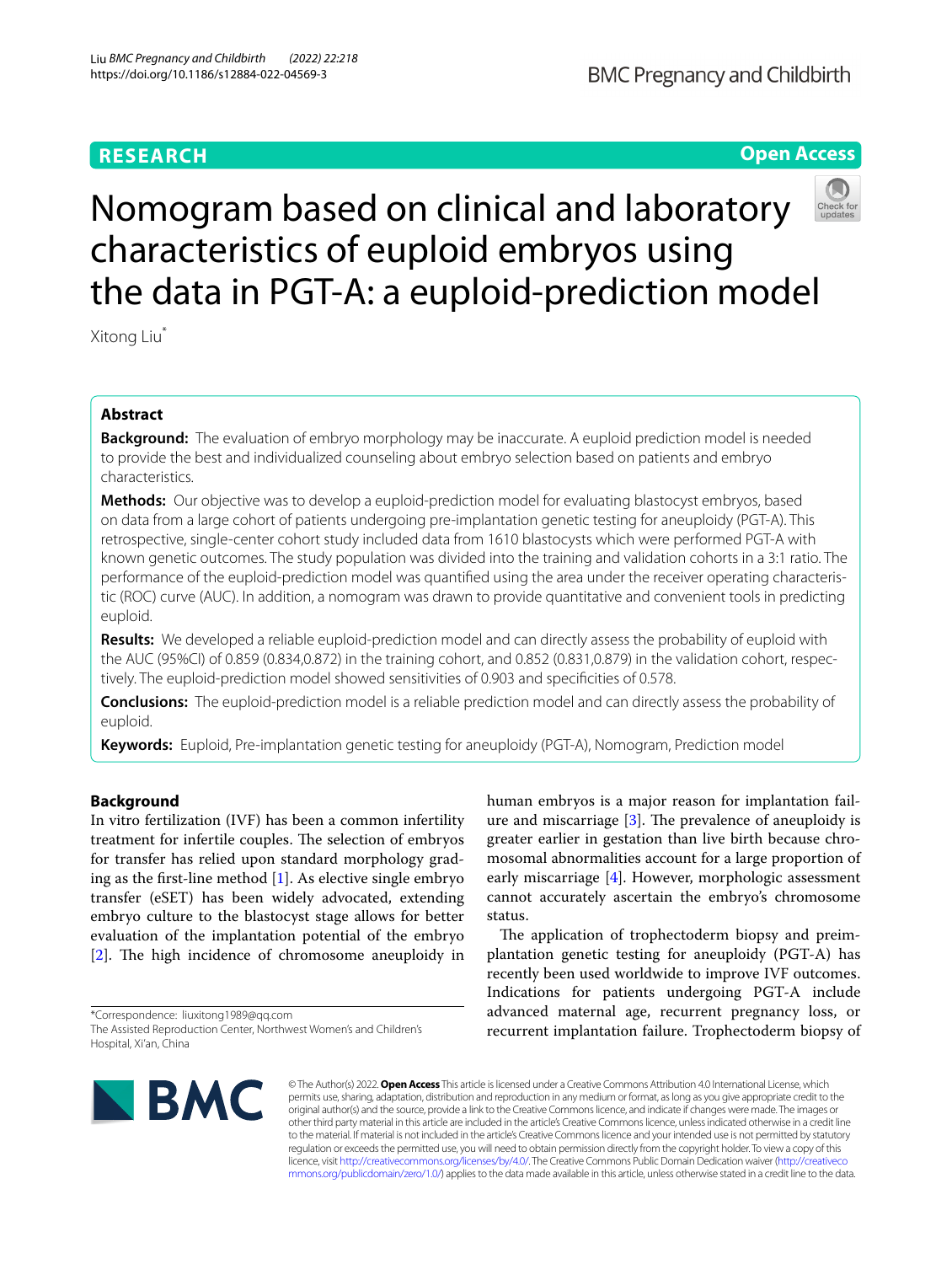RESEARCH

Open Access

# Nomogram based on clinical and laboratory characteristics of euploid embryos using the data in PGT-A: a euploid-prediction model

Xitong Liu*

## Abstract

**Background:** The evaluation of embryo morphology may be inaccurate. A euploid prediction model is needed to provide the best and individualized counseling about embryo selection based on patients and embryo characteristics.

**Methods:** Our objective was to develop a euploid-prediction model for evaluating blastocyst embryos, based on data from a large cohort of patients undergoing pre-implantation genetic testing for aneuploidy (PGT-A). This retrospective, single-center cohort study included data from 1610 blastocysts which were performed PGT-A with known genetic outcomes. The study population was divided into the training and validation cohorts in a 3:1 ratio. The performance of the euploid-prediction model was quantified using the area under the receiver operating characteristic (ROC) curve (AUC). In addition, a nomogram was drawn to provide quantitative and convenient tools in predicting euploid.

**Results:** We developed a reliable euploid-prediction model and can directly assess the probability of euploid with the AUC (95%CI) of 0.859 (0.834,0.872) in the training cohort, and 0.852 (0.831,0.879) in the validation cohort, respectively. The euploid-prediction model showed sensitivities of 0.903 and specificities of 0.578.

**Conclusions:** The euploid-prediction model is a reliable prediction model and can directly assess the probability of euploid.

**Keywords:** Euploid, Pre-implantation genetic testing for aneuploidy (PGT-A), Nomogram, Prediction model

## Background

In vitro fertilization (IVF) has been a common infertility treatment for infertile couples. The selection of embryos for transfer has relied upon standard morphology grading as the first-line method [1]. As elective single embryo transfer (eSET) has been widely advocated, extending embryo culture to the blastocyst stage allows for better evaluation of the implantation potential of the embryo [2]. The high incidence of chromosome aneuploidy in human embryos is a major reason for implantation failure and miscarriage [3]. The prevalence of aneuploidy is greater earlier in gestation than live birth because chromosomal abnormalities account for a large proportion of early miscarriage [4]. However, morphologic assessment cannot accurately ascertain the embryo's chromosome status.

The application of trophectoderm biopsy and preimplantation genetic testing for aneuploidy (PGT-A) has recently been used worldwide to improve IVF outcomes. Indications for patients undergoing PGT-A include advanced maternal age, recurrent pregnancy loss, or recurrent implantation failure. Trophectoderm biopsy of

*Correspondence: liuxitong1989@qq.com
The Assisted Reproduction Center, Northwest Women's and Children's Hospital, Xi'an, China

© The Author(s) 2022. **Open Access** This article is licensed under a Creative Commons Attribution 4.0 International License, which permits use, sharing, adaptation, distribution and reproduction in any medium or format, as long as you give appropriate credit to the original author(s) and the source, provide a link to the Creative Commons licence, and indicate if changes were made. The images or other third party material in this article are included in the article's Creative Commons licence, unless indicated otherwise in a credit line to the material. If material is not included in the article's Creative Commons licence and your intended use is not permitted by statutory regulation or exceeds the permitted use, you will need to obtain permission directly from the copyright holder. To view a copy of this licence, visit http://creativecommons.org/licenses/by/4.0/. The Creative Commons Public Domain Dedication waiver (http://creativecommons.org/publicdomain/zero/1.0/) applies to the data made available in this article, unless otherwise stated in a credit line to the data.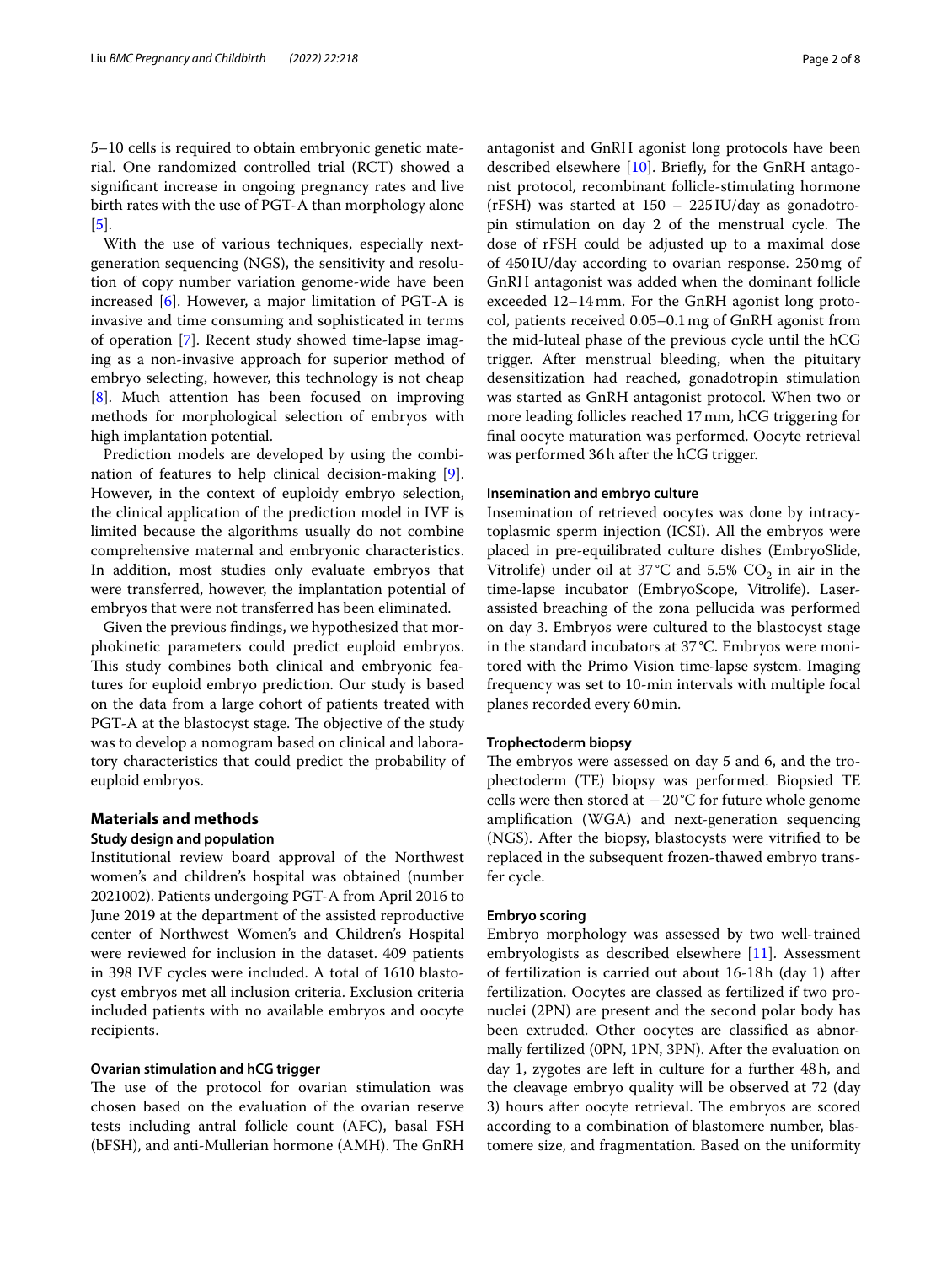5–10 cells is required to obtain embryonic genetic material. One randomized controlled trial (RCT) showed a significant increase in ongoing pregnancy rates and live birth rates with the use of PGT-A than morphology alone [5].

With the use of various techniques, especially next-generation sequencing (NGS), the sensitivity and resolution of copy number variation genome-wide have been increased [6]. However, a major limitation of PGT-A is invasive and time consuming and sophisticated in terms of operation [7]. Recent study showed time-lapse imaging as a non-invasive approach for superior method of embryo selecting, however, this technology is not cheap [8]. Much attention has been focused on improving methods for morphological selection of embryos with high implantation potential.

Prediction models are developed by using the combination of features to help clinical decision-making [9]. However, in the context of euploidy embryo selection, the clinical application of the prediction model in IVF is limited because the algorithms usually do not combine comprehensive maternal and embryonic characteristics. In addition, most studies only evaluate embryos that were transferred, however, the implantation potential of embryos that were not transferred has been eliminated.

Given the previous findings, we hypothesized that morphokinetic parameters could predict euploid embryos. This study combines both clinical and embryonic features for euploid embryo prediction. Our study is based on the data from a large cohort of patients treated with PGT-A at the blastocyst stage. The objective of the study was to develop a nomogram based on clinical and laboratory characteristics that could predict the probability of euploid embryos.

## Materials and methods

### Study design and population

Institutional review board approval of the Northwest women's and children's hospital was obtained (number 2021002). Patients undergoing PGT-A from April 2016 to June 2019 at the department of the assisted reproductive center of Northwest Women's and Children's Hospital were reviewed for inclusion in the dataset. 409 patients in 398 IVF cycles were included. A total of 1610 blastocyst embryos met all inclusion criteria. Exclusion criteria included patients with no available embryos and oocyte recipients.

### Ovarian stimulation and hCG trigger

The use of the protocol for ovarian stimulation was chosen based on the evaluation of the ovarian reserve tests including antral follicle count (AFC), basal FSH (bFSH), and anti-Mullerian hormone (AMH). The GnRH antagonist and GnRH agonist long protocols have been described elsewhere [10]. Briefly, for the GnRH antagonist protocol, recombinant follicle-stimulating hormone (rFSH) was started at 150 – 225 IU/day as gonadotropin stimulation on day 2 of the menstrual cycle. The dose of rFSH could be adjusted up to a maximal dose of 450 IU/day according to ovarian response. 250 mg of GnRH antagonist was added when the dominant follicle exceeded 12–14 mm. For the GnRH agonist long protocol, patients received 0.05–0.1 mg of GnRH agonist from the mid-luteal phase of the previous cycle until the hCG trigger. After menstrual bleeding, when the pituitary desensitization had reached, gonadotropin stimulation was started as GnRH antagonist protocol. When two or more leading follicles reached 17 mm, hCG triggering for final oocyte maturation was performed. Oocyte retrieval was performed 36 h after the hCG trigger.

### Insemination and embryo culture

Insemination of retrieved oocytes was done by intracytoplasmic sperm injection (ICSI). All the embryos were placed in pre-equilibrated culture dishes (EmbryoSlide, Vitrolife) under oil at 37 °C and 5.5% $CO_2$ in air in the time-lapse incubator (EmbryoScope, Vitrolife). Laser-assisted breaching of the zona pellucida was performed on day 3. Embryos were cultured to the blastocyst stage in the standard incubators at 37 °C. Embryos were monitored with the Primo Vision time-lapse system. Imaging frequency was set to 10-min intervals with multiple focal planes recorded every 60 min.

### Trophectoderm biopsy

The embryos were assessed on day 5 and 6, and the trophectoderm (TE) biopsy was performed. Biopsied TE cells were then stored at −20 °C for future whole genome amplification (WGA) and next-generation sequencing (NGS). After the biopsy, blastocysts were vitrified to be replaced in the subsequent frozen-thawed embryo transfer cycle.

### Embryo scoring

Embryo morphology was assessed by two well-trained embryologists as described elsewhere [11]. Assessment of fertilization is carried out about 16-18 h (day 1) after fertilization. Oocytes are classed as fertilized if two pronuclei (2PN) are present and the second polar body has been extruded. Other oocytes are classified as abnormally fertilized (0PN, 1PN, 3PN). After the evaluation on day 1, zygotes are left in culture for a further 48 h, and the cleavage embryo quality will be observed at 72 (day 3) hours after oocyte retrieval. The embryos are scored according to a combination of blastomere number, blastomere size, and fragmentation. Based on the uniformity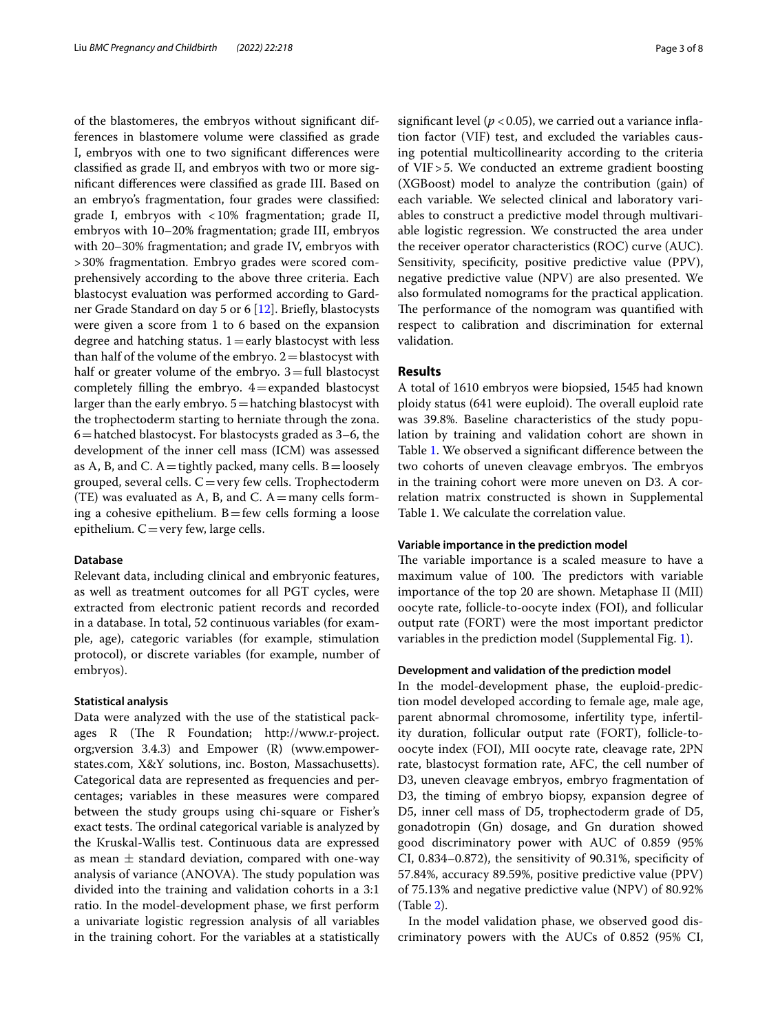of the blastomeres, the embryos without significant differences in blastomere volume were classified as grade I, embryos with one to two significant differences were classified as grade II, and embryos with two or more significant differences were classified as grade III. Based on an embryo's fragmentation, four grades were classified: grade I, embryos with <10% fragmentation; grade II, embryos with 10–20% fragmentation; grade III, embryos with 20–30% fragmentation; and grade IV, embryos with >30% fragmentation. Embryo grades were scored comprehensively according to the above three criteria. Each blastocyst evaluation was performed according to Gardner Grade Standard on day 5 or 6 [12]. Briefly, blastocysts were given a score from 1 to 6 based on the expansion degree and hatching status. 1 = early blastocyst with less than half of the volume of the embryo. 2 = blastocyst with half or greater volume of the embryo. 3 = full blastocyst completely filling the embryo. 4 = expanded blastocyst larger than the early embryo. 5 = hatching blastocyst with the trophectoderm starting to herniate through the zona. 6 = hatched blastocyst. For blastocysts graded as 3–6, the development of the inner cell mass (ICM) was assessed as A, B, and C. A = tightly packed, many cells. B = loosely grouped, several cells. C = very few cells. Trophectoderm (TE) was evaluated as A, B, and C. A = many cells forming a cohesive epithelium. B = few cells forming a loose epithelium. C = very few, large cells.

### Database

Relevant data, including clinical and embryonic features, as well as treatment outcomes for all PGT cycles, were extracted from electronic patient records and recorded in a database. In total, 52 continuous variables (for example, age), categoric variables (for example, stimulation protocol), or discrete variables (for example, number of embryos).

### Statistical analysis

Data were analyzed with the use of the statistical packages R (The R Foundation; http://www.r-project.org;version 3.4.3) and Empower (R) (www.empowerstates.com, X&Y solutions, inc. Boston, Massachusetts). Categorical data are represented as frequencies and percentages; variables in these measures were compared between the study groups using chi-square or Fisher's exact tests. The ordinal categorical variable is analyzed by the Kruskal-Wallis test. Continuous data are expressed as mean ± standard deviation, compared with one-way analysis of variance (ANOVA). The study population was divided into the training and validation cohorts in a 3:1 ratio. In the model-development phase, we first perform a univariate logistic regression analysis of all variables in the training cohort. For the variables at a statistically significant level ($p < 0.05$), we carried out a variance inflation factor (VIF) test, and excluded the variables causing potential multicollinearity according to the criteria of VIF > 5. We conducted an extreme gradient boosting (XGBoost) model to analyze the contribution (gain) of each variable. We selected clinical and laboratory variables to construct a predictive model through multivariable logistic regression. We constructed the area under the receiver operator characteristics (ROC) curve (AUC). Sensitivity, specificity, positive predictive value (PPV), negative predictive value (NPV) are also presented. We also formulated nomograms for the practical application. The performance of the nomogram was quantified with respect to calibration and discrimination for external validation.

## Results

A total of 1610 embryos were biopsied, 1545 had known ploidy status (641 were euploid). The overall euploid rate was 39.8%. Baseline characteristics of the study population by training and validation cohort are shown in Table 1. We observed a significant difference between the two cohorts of uneven cleavage embryos. The embryos in the training cohort were more uneven on D3. A correlation matrix constructed is shown in Supplemental Table 1. We calculate the correlation value.

### Variable importance in the prediction model

The variable importance is a scaled measure to have a maximum value of 100. The predictors with variable importance of the top 20 are shown. Metaphase II (MII) oocyte rate, follicle-to-oocyte index (FOI), and follicular output rate (FORT) were the most important predictor variables in the prediction model (Supplemental Fig. 1).

### Development and validation of the prediction model

In the model-development phase, the euploid-prediction model developed according to female age, male age, parent abnormal chromosome, infertility type, infertility duration, follicular output rate (FORT), follicle-to-oocyte index (FOI), MII oocyte rate, cleavage rate, 2PN rate, blastocyst formation rate, AFC, the cell number of D3, uneven cleavage embryos, embryo fragmentation of D3, the timing of embryo biopsy, expansion degree of D5, inner cell mass of D5, trophectoderm grade of D5, gonadotropin (Gn) dosage, and Gn duration showed good discriminatory power with AUC of 0.859 (95% CI, 0.834–0.872), the sensitivity of 90.31%, specificity of 57.84%, accuracy 89.59%, positive predictive value (PPV) of 75.13% and negative predictive value (NPV) of 80.92% (Table 2).

In the model validation phase, we observed good discriminatory powers with the AUCs of 0.852 (95% CI,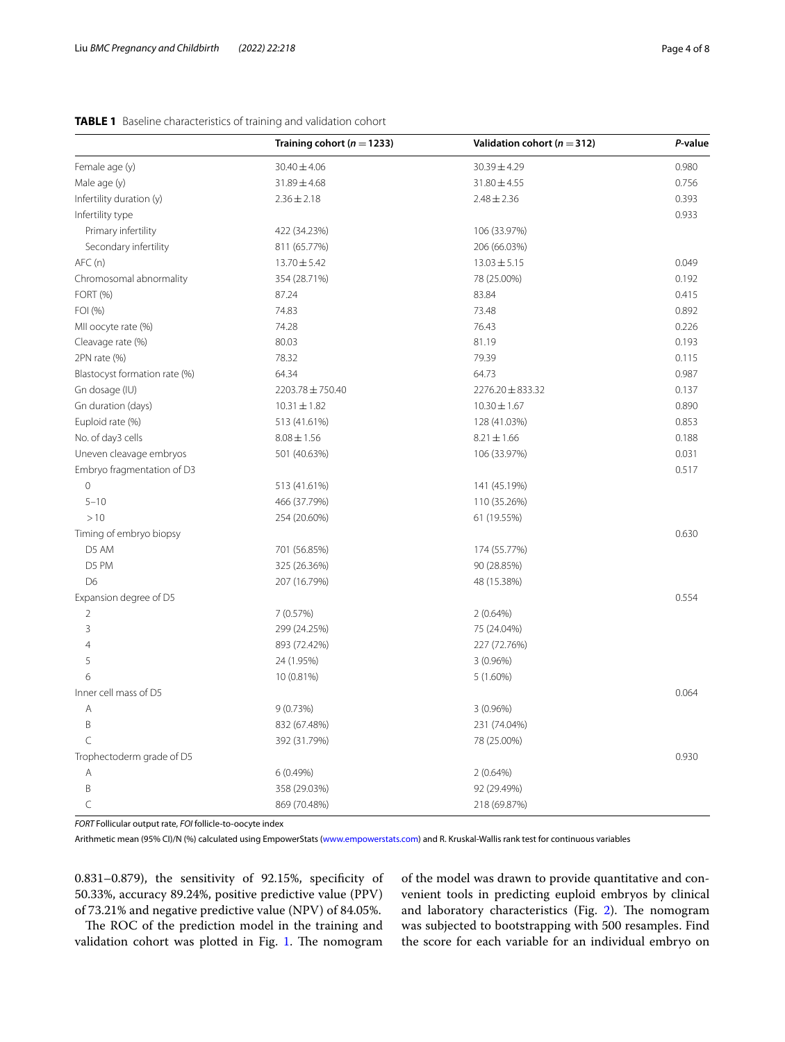**TABLE 1** Baseline characteristics of training and validation cohort

| | Training cohort ($n = 1233$) | Validation cohort ($n = 312$) | *P*-value |
|---|---|---|---|
| Female age (y) | 30.40 ± 4.06 | 30.39 ± 4.29 | 0.980 |
| Male age (y) | 31.89 ± 4.68 | 31.80 ± 4.55 | 0.756 |
| Infertility duration (y) | 2.36 ± 2.18 | 2.48 ± 2.36 | 0.393 |
| Infertility type | | | 0.933 |
| Primary infertility | 422 (34.23%) | 106 (33.97%) | |
| Secondary infertility | 811 (65.77%) | 206 (66.03%) | |
| AFC (n) | 13.70 ± 5.42 | 13.03 ± 5.15 | 0.049 |
| Chromosomal abnormality | 354 (28.71%) | 78 (25.00%) | 0.192 |
| FORT (%) | 87.24 | 83.84 | 0.415 |
| FOI (%) | 74.83 | 73.48 | 0.892 |
| MII oocyte rate (%) | 74.28 | 76.43 | 0.226 |
| Cleavage rate (%) | 80.03 | 81.19 | 0.193 |
| 2PN rate (%) | 78.32 | 79.39 | 0.115 |
| Blastocyst formation rate (%) | 64.34 | 64.73 | 0.987 |
| Gn dosage (IU) | 2203.78 ± 750.40 | 2276.20 ± 833.32 | 0.137 |
| Gn duration (days) | 10.31 ± 1.82 | 10.30 ± 1.67 | 0.890 |
| Euploid rate (%) | 513 (41.61%) | 128 (41.03%) | 0.853 |
| No. of day3 cells | 8.08 ± 1.56 | 8.21 ± 1.66 | 0.188 |
| Uneven cleavage embryos | 501 (40.63%) | 106 (33.97%) | 0.031 |
| Embryo fragmentation of D3 | | | 0.517 |
| 0 | 513 (41.61%) | 141 (45.19%) | |
| 5–10 | 466 (37.79%) | 110 (35.26%) | |
| > 10 | 254 (20.60%) | 61 (19.55%) | |
| Timing of embryo biopsy | | | 0.630 |
| D5 AM | 701 (56.85%) | 174 (55.77%) | |
| D5 PM | 325 (26.36%) | 90 (28.85%) | |
| D6 | 207 (16.79%) | 48 (15.38%) | |
| Expansion degree of D5 | | | 0.554 |
| 2 | 7 (0.57%) | 2 (0.64%) | |
| 3 | 299 (24.25%) | 75 (24.04%) | |
| 4 | 893 (72.42%) | 227 (72.76%) | |
| 5 | 24 (1.95%) | 3 (0.96%) | |
| 6 | 10 (0.81%) | 5 (1.60%) | |
| Inner cell mass of D5 | | | 0.064 |
| A | 9 (0.73%) | 3 (0.96%) | |
| B | 832 (67.48%) | 231 (74.04%) | |
| C | 392 (31.79%) | 78 (25.00%) | |
| Trophectoderm grade of D5 | | | 0.930 |
| A | 6 (0.49%) | 2 (0.64%) | |
| B | 358 (29.03%) | 92 (29.49%) | |
| C | 869 (70.48%) | 218 (69.87%) | |

*FORT* Follicular output rate, *FOI* follicle-to-oocyte index

Arithmetic mean (95% CI)/N (%) calculated using EmpowerStats (www.empowerstats.com) and R. Kruskal-Wallis rank test for continuous variables

0.831–0.879), the sensitivity of 92.15%, specificity of 50.33%, accuracy 89.24%, positive predictive value (PPV) of 73.21% and negative predictive value (NPV) of 84.05%.

The ROC of the prediction model in the training and validation cohort was plotted in Fig. 1. The nomogram of the model was drawn to provide quantitative and convenient tools in predicting euploid embryos by clinical and laboratory characteristics (Fig. 2). The nomogram was subjected to bootstrapping with 500 resamples. Find the score for each variable for an individual embryo on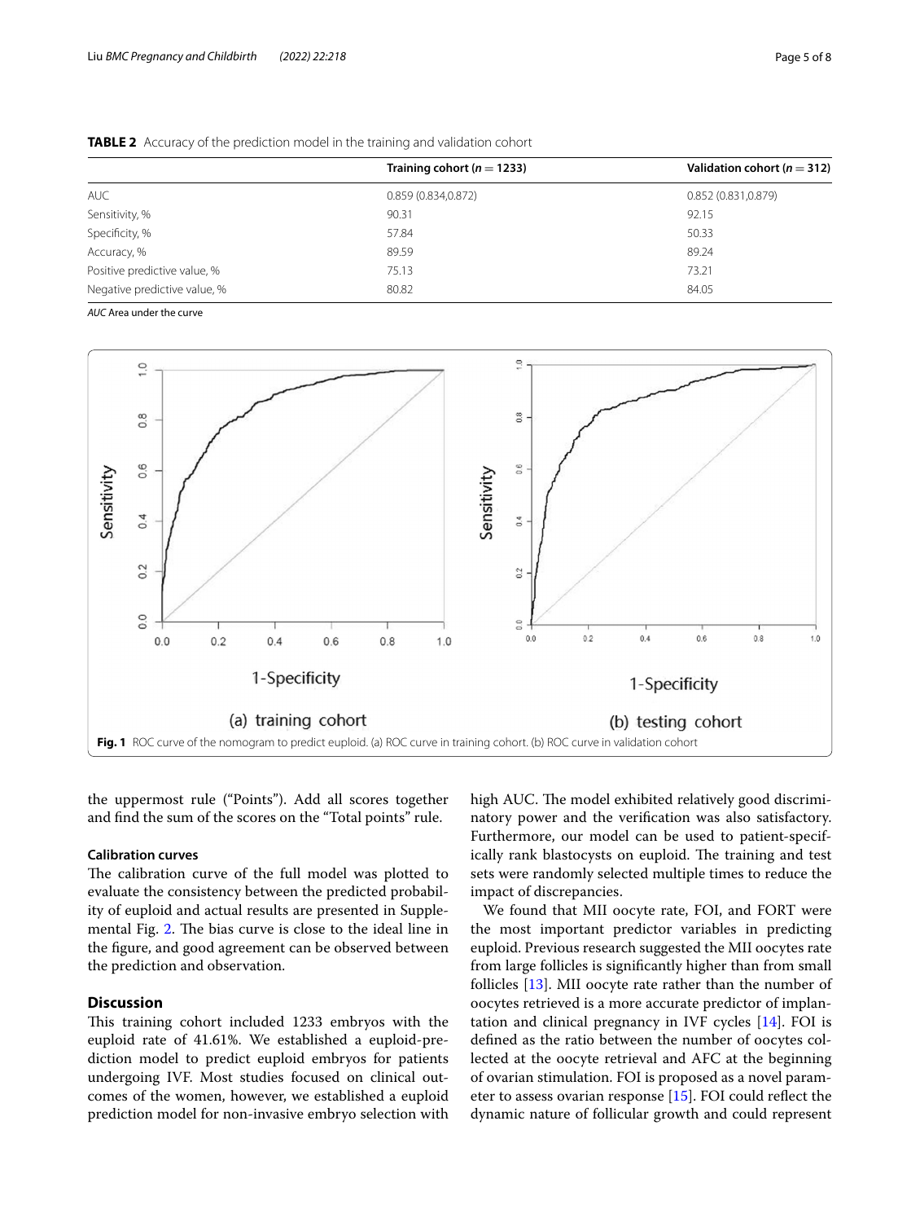**TABLE 2** Accuracy of the prediction model in the training and validation cohort

| | Training cohort ($n = 1233$) | Validation cohort ($n = 312$) |
|---|---|---|
| AUC | 0.859 (0.834,0.872) | 0.852 (0.831,0.879) |
| Sensitivity, % | 90.31 | 92.15 |
| Specificity, % | 57.84 | 50.33 |
| Accuracy, % | 89.59 | 89.24 |
| Positive predictive value, % | 75.13 | 73.21 |
| Negative predictive value, % | 80.82 | 84.05 |

*AUC* Area under the curve

**Fig. 1** ROC curve of the nomogram to predict euploid. (a) ROC curve in training cohort. (b) ROC curve in validation cohort

the uppermost rule ("Points"). Add all scores together and find the sum of the scores on the "Total points" rule.

### Calibration curves

The calibration curve of the full model was plotted to evaluate the consistency between the predicted probability of euploid and actual results are presented in Supplemental Fig. 2. The bias curve is close to the ideal line in the figure, and good agreement can be observed between the prediction and observation.

## Discussion

This training cohort included 1233 embryos with the euploid rate of 41.61%. We established a euploid-prediction model to predict euploid embryos for patients undergoing IVF. Most studies focused on clinical outcomes of the women, however, we established a euploid prediction model for non-invasive embryo selection with high AUC. The model exhibited relatively good discriminatory power and the verification was also satisfactory. Furthermore, our model can be used to patient-specifically rank blastocysts on euploid. The training and test sets were randomly selected multiple times to reduce the impact of discrepancies.

We found that MII oocyte rate, FOI, and FORT were the most important predictor variables in predicting euploid. Previous research suggested the MII oocytes rate from large follicles is significantly higher than from small follicles [13]. MII oocyte rate rather than the number of oocytes retrieved is a more accurate predictor of implantation and clinical pregnancy in IVF cycles [14]. FOI is defined as the ratio between the number of oocytes collected at the oocyte retrieval and AFC at the beginning of ovarian stimulation. FOI is proposed as a novel parameter to assess ovarian response [15]. FOI could reflect the dynamic nature of follicular growth and could represent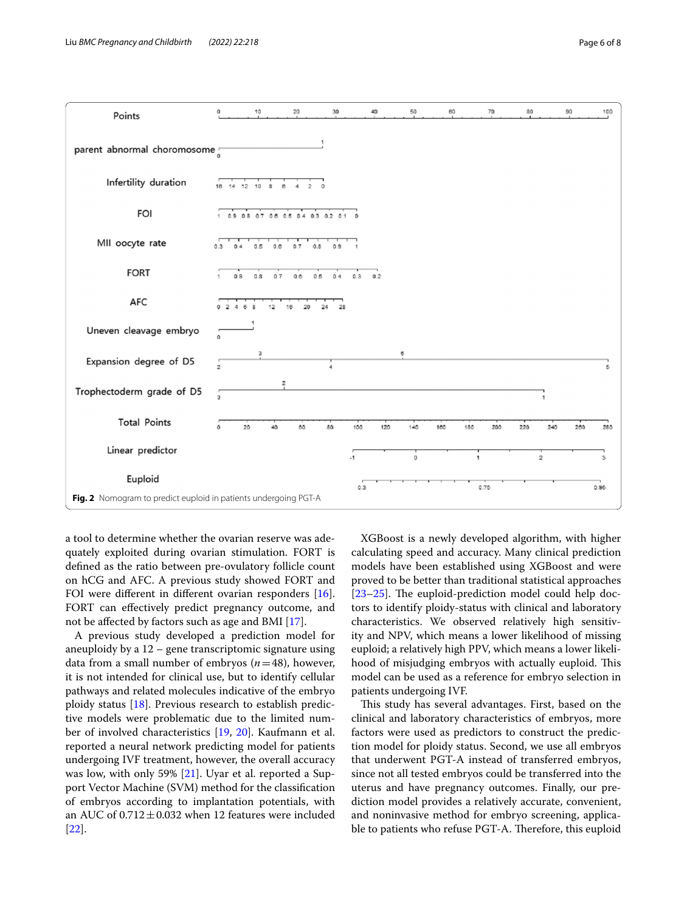Fig. 2 Nomogram to predict euploid in patients undergoing PGT-A

a tool to determine whether the ovarian reserve was adequately exploited during ovarian stimulation. FORT is defined as the ratio between pre-ovulatory follicle count on hCG and AFC. A previous study showed FORT and FOI were different in different ovarian responders [16]. FORT can effectively predict pregnancy outcome, and not be affected by factors such as age and BMI [17].

A previous study developed a prediction model for aneuploidy by a 12 – gene transcriptomic signature using data from a small number of embryos ($n = 48$), however, it is not intended for clinical use, but to identify cellular pathways and related molecules indicative of the embryo ploidy status [18]. Previous research to establish predictive models were problematic due to the limited number of involved characteristics [19, 20]. Kaufmann et al. reported a neural network predicting model for patients undergoing IVF treatment, however, the overall accuracy was low, with only 59% [21]. Uyar et al. reported a Support Vector Machine (SVM) method for the classification of embryos according to implantation potentials, with an AUC of $0.712 \pm 0.032$ when 12 features were included [22].

XGBoost is a newly developed algorithm, with higher calculating speed and accuracy. Many clinical prediction models have been established using XGBoost and were proved to be better than traditional statistical approaches [23–25]. The euploid-prediction model could help doctors to identify ploidy-status with clinical and laboratory characteristics. We observed relatively high sensitivity and NPV, which means a lower likelihood of missing euploid; a relatively high PPV, which means a lower likelihood of misjudging embryos with actually euploid. This model can be used as a reference for embryo selection in patients undergoing IVF.

This study has several advantages. First, based on the clinical and laboratory characteristics of embryos, more factors were used as predictors to construct the prediction model for ploidy status. Second, we use all embryos that underwent PGT-A instead of transferred embryos, since not all tested embryos could be transferred into the uterus and have pregnancy outcomes. Finally, our prediction model provides a relatively accurate, convenient, and noninvasive method for embryo screening, applicable to patients who refuse PGT-A. Therefore, this euploid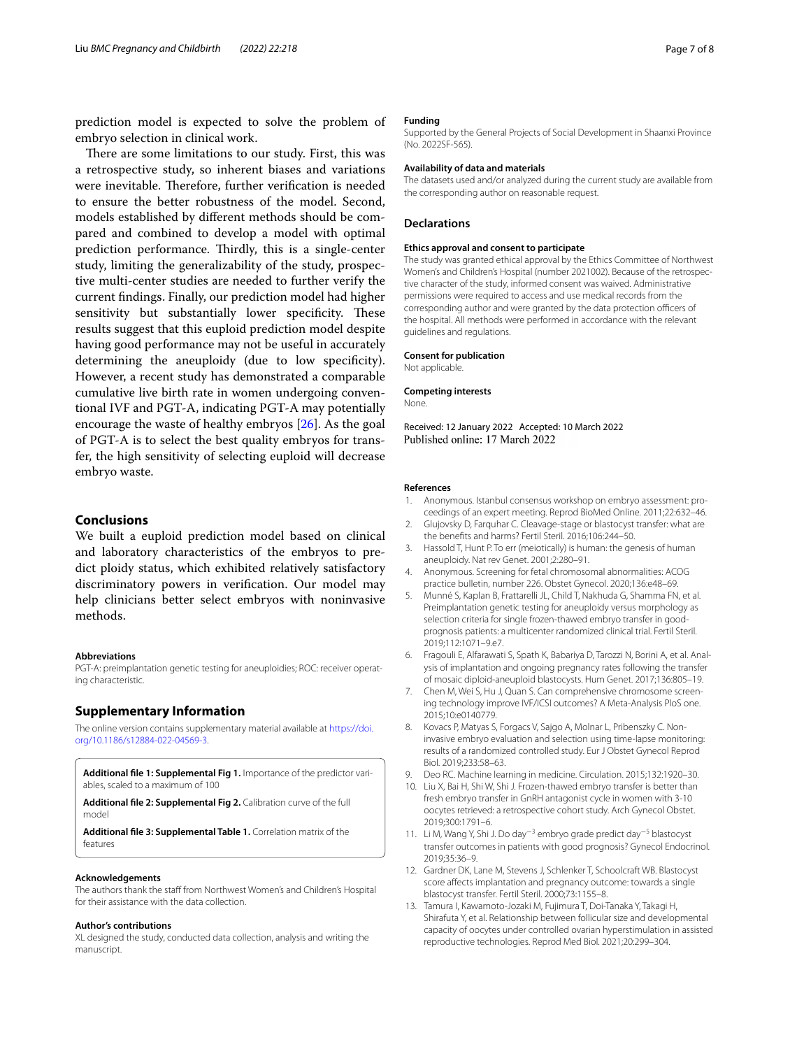prediction model is expected to solve the problem of embryo selection in clinical work.

There are some limitations to our study. First, this was a retrospective study, so inherent biases and variations were inevitable. Therefore, further verification is needed to ensure the better robustness of the model. Second, models established by different methods should be compared and combined to develop a model with optimal prediction performance. Thirdly, this is a single-center study, limiting the generalizability of the study, prospective multi-center studies are needed to further verify the current findings. Finally, our prediction model had higher sensitivity but substantially lower specificity. These results suggest that this euploid prediction model despite having good performance may not be useful in accurately determining the aneuploidy (due to low specificity). However, a recent study has demonstrated a comparable cumulative live birth rate in women undergoing conventional IVF and PGT-A, indicating PGT-A may potentially encourage the waste of healthy embryos [26]. As the goal of PGT-A is to select the best quality embryos for transfer, the high sensitivity of selecting euploid will decrease embryo waste.

## Conclusions

We built a euploid prediction model based on clinical and laboratory characteristics of the embryos to predict ploidy status, which exhibited relatively satisfactory discriminatory powers in verification. Our model may help clinicians better select embryos with noninvasive methods.

#### Abbreviations

PGT-A: preimplantation genetic testing for aneuploidies; ROC: receiver operating characteristic.

## Supplementary Information

The online version contains supplementary material available at https://doi.org/10.1186/s12884-022-04569-3.

**Additional file 1: Supplemental Fig 1.** Importance of the predictor variables, scaled to a maximum of 100

**Additional file 2: Supplemental Fig 2.** Calibration curve of the full model

**Additional file 3: Supplemental Table 1.** Correlation matrix of the features

#### Acknowledgements

The authors thank the staff from Northwest Women's and Children's Hospital for their assistance with the data collection.

#### Author's contributions

XL designed the study, conducted data collection, analysis and writing the manuscript.

#### Funding

Supported by the General Projects of Social Development in Shaanxi Province (No. 2022SF-565).

#### Availability of data and materials

The datasets used and/or analyzed during the current study are available from the corresponding author on reasonable request.

## Declarations

#### Ethics approval and consent to participate

The study was granted ethical approval by the Ethics Committee of Northwest Women's and Children's Hospital (number 2021002). Because of the retrospective character of the study, informed consent was waived. Administrative permissions were required to access and use medical records from the corresponding author and were granted by the data protection officers of the hospital. All methods were performed in accordance with the relevant guidelines and regulations.

#### Consent for publication

Not applicable.

#### Competing interests

None.

Received: 12 January 2022 Accepted: 10 March 2022
Published online: 17 March 2022

#### References

1. Anonymous. Istanbul consensus workshop on embryo assessment: proceedings of an expert meeting. Reprod BioMed Online. 2011;22:632–46.
2. Glujovsky D, Farquhar C. Cleavage-stage or blastocyst transfer: what are the benefits and harms? Fertil Steril. 2016;106:244–50.
3. Hassold T, Hunt P. To err (meiotically) is human: the genesis of human aneuploidy. Nat rev Genet. 2001;2:280–91.
4. Anonymous. Screening for fetal chromosomal abnormalities: ACOG practice bulletin, number 226. Obstet Gynecol. 2020;136:e48–69.
5. Munné S, Kaplan B, Frattarelli JL, Child T, Nakhuda G, Shamma FN, et al. Preimplantation genetic testing for aneuploidy versus morphology as selection criteria for single frozen-thawed embryo transfer in good-prognosis patients: a multicenter randomized clinical trial. Fertil Steril. 2019;112:1071–9.e7.
6. Fragouli E, Alfarawati S, Spath K, Babariya D, Tarozzi N, Borini A, et al. Analysis of implantation and ongoing pregnancy rates following the transfer of mosaic diploid-aneuploid blastocysts. Hum Genet. 2017;136:805–19.
7. Chen M, Wei S, Hu J, Quan S. Can comprehensive chromosome screening technology improve IVF/ICSI outcomes? A Meta-Analysis PloS one. 2015;10:e0140779.
8. Kovacs P, Matyas S, Forgacs V, Sajgo A, Molnar L, Pribenszky C. Non-invasive embryo evaluation and selection using time-lapse monitoring: results of a randomized controlled study. Eur J Obstet Gynecol Reprod Biol. 2019;233:58–63.
9. Deo RC. Machine learning in medicine. Circulation. 2015;132:1920–30.
10. Liu X, Bai H, Shi W, Shi J. Frozen-thawed embryo transfer is better than fresh embryo transfer in GnRH antagonist cycle in women with 3-10 oocytes retrieved: a retrospective cohort study. Arch Gynecol Obstet. 2019;300:1791–6.
11. Li M, Wang Y, Shi J. Do day$^{-3}$ embryo grade predict day$^{-5}$ blastocyst transfer outcomes in patients with good prognosis? Gynecol Endocrinol. 2019;35:36–9.
12. Gardner DK, Lane M, Stevens J, Schlenker T, Schoolcraft WB. Blastocyst score affects implantation and pregnancy outcome: towards a single blastocyst transfer. Fertil Steril. 2000;73:1155–8.
13. Tamura I, Kawamoto-Jozaki M, Fujimura T, Doi-Tanaka Y, Takagi H, Shirafuta Y, et al. Relationship between follicular size and developmental capacity of oocytes under controlled ovarian hyperstimulation in assisted reproductive technologies. Reprod Med Biol. 2021;20:299–304.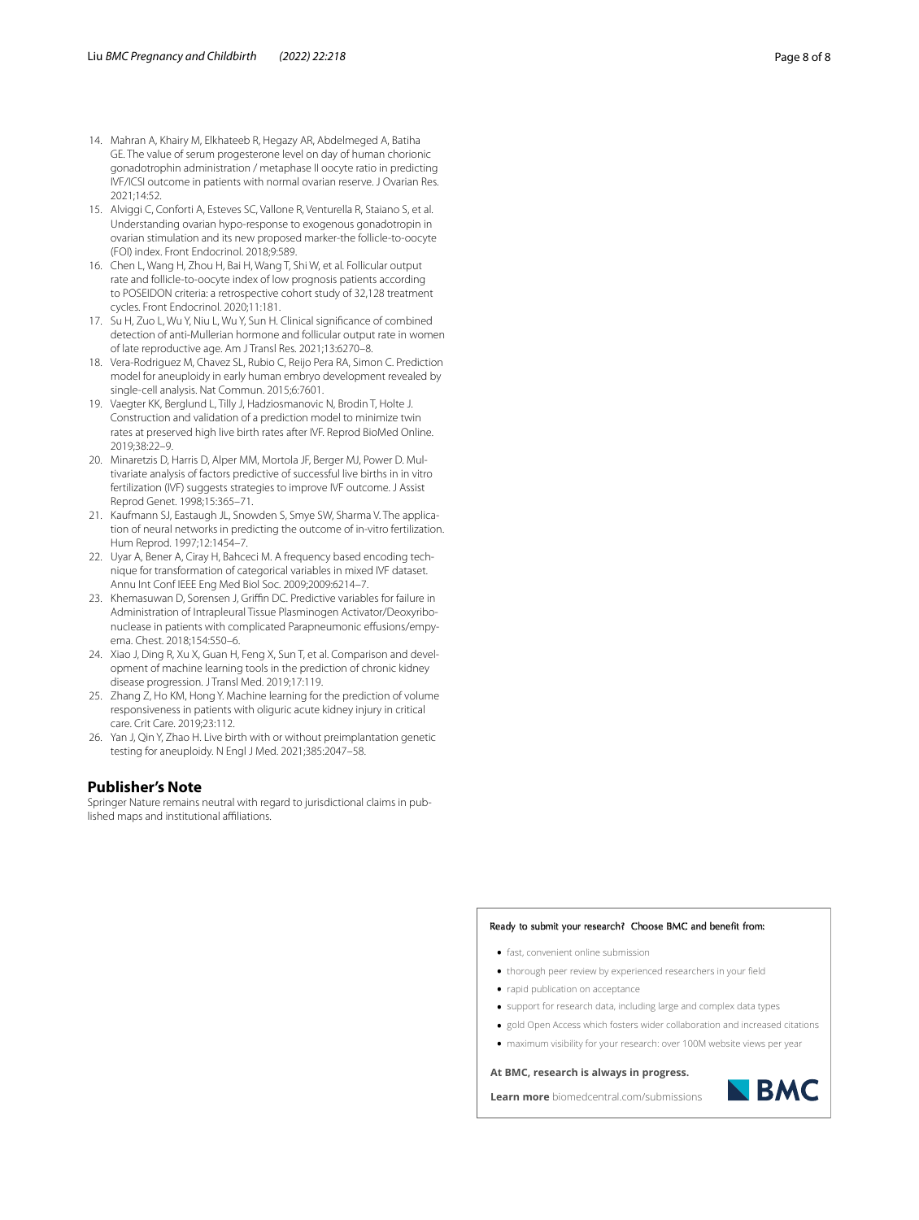14. Mahran A, Khairy M, Elkhateeb R, Hegazy AR, Abdelmeged A, Batiha GE. The value of serum progesterone level on day of human chorionic gonadotrophin administration / metaphase II oocyte ratio in predicting IVF/ICSI outcome in patients with normal ovarian reserve. J Ovarian Res. 2021;14:52.
15. Alviggi C, Conforti A, Esteves SC, Vallone R, Venturella R, Staiano S, et al. Understanding ovarian hypo-response to exogenous gonadotropin in ovarian stimulation and its new proposed marker-the follicle-to-oocyte (FOI) index. Front Endocrinol. 2018;9:589.
16. Chen L, Wang H, Zhou H, Bai H, Wang T, Shi W, et al. Follicular output rate and follicle-to-oocyte index of low prognosis patients according to POSEIDON criteria: a retrospective cohort study of 32,128 treatment cycles. Front Endocrinol. 2020;11:181.
17. Su H, Zuo L, Wu Y, Niu L, Wu Y, Sun H. Clinical significance of combined detection of anti-Mullerian hormone and follicular output rate in women of late reproductive age. Am J Transl Res. 2021;13:6270–8.
18. Vera-Rodriguez M, Chavez SL, Rubio C, Reijo Pera RA, Simon C. Prediction model for aneuploidy in early human embryo development revealed by single-cell analysis. Nat Commun. 2015;6:7601.
19. Vaegter KK, Berglund L, Tilly J, Hadziosmanovic N, Brodin T, Holte J. Construction and validation of a prediction model to minimize twin rates at preserved high live birth rates after IVF. Reprod BioMed Online. 2019;38:22–9.
20. Minaretzis D, Harris D, Alper MM, Mortola JF, Berger MJ, Power D. Multivariate analysis of factors predictive of successful live births in in vitro fertilization (IVF) suggests strategies to improve IVF outcome. J Assist Reprod Genet. 1998;15:365–71.
21. Kaufmann SJ, Eastaugh JL, Snowden S, Smye SW, Sharma V. The application of neural networks in predicting the outcome of in-vitro fertilization. Hum Reprod. 1997;12:1454–7.
22. Uyar A, Bener A, Ciray H, Bahceci M. A frequency based encoding technique for transformation of categorical variables in mixed IVF dataset. Annu Int Conf IEEE Eng Med Biol Soc. 2009;2009:6214–7.
23. Khemasuwan D, Sorensen J, Griffin DC. Predictive variables for failure in Administration of Intrapleural Tissue Plasminogen Activator/Deoxyribonuclease in patients with complicated Parapneumonic effusions/empyema. Chest. 2018;154:550–6.
24. Xiao J, Ding R, Xu X, Guan H, Feng X, Sun T, et al. Comparison and development of machine learning tools in the prediction of chronic kidney disease progression. J Transl Med. 2019;17:119.
25. Zhang Z, Ho KM, Hong Y. Machine learning for the prediction of volume responsiveness in patients with oliguric acute kidney injury in critical care. Crit Care. 2019;23:112.
26. Yan J, Qin Y, Zhao H. Live birth with or without preimplantation genetic testing for aneuploidy. N Engl J Med. 2021;385:2047–58.

## Publisher's Note

Springer Nature remains neutral with regard to jurisdictional claims in published maps and institutional affiliations.

Ready to submit your research? Choose BMC and benefit from:

- fast, convenient online submission
- thorough peer review by experienced researchers in your field
- rapid publication on acceptance
- support for research data, including large and complex data types
- gold Open Access which fosters wider collaboration and increased citations
- maximum visibility for your research: over 100M website views per year

**At BMC, research is always in progress.**

**Learn more** biomedcentral.com/submissions

BMC